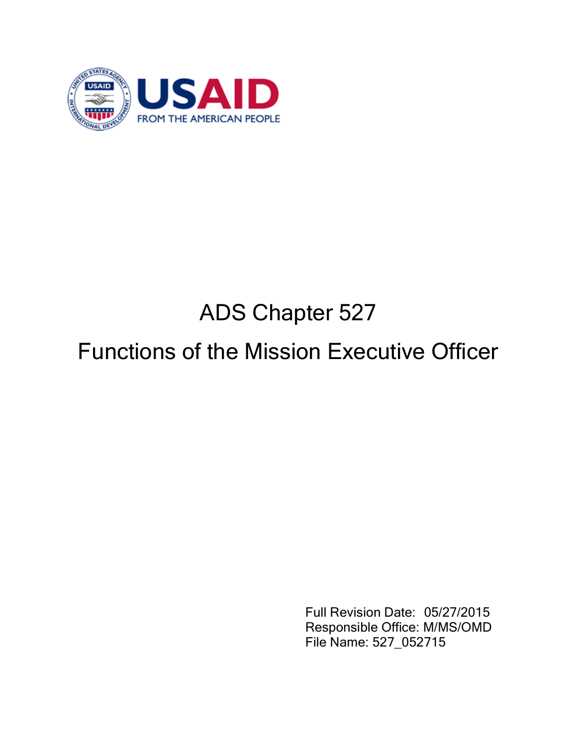# ADS Chapter 527

# Functions of the Mission Executive Officer

Full Revision Date: 05/27/2015
Responsible Office: M/MS/OMD
File Name: 527_052715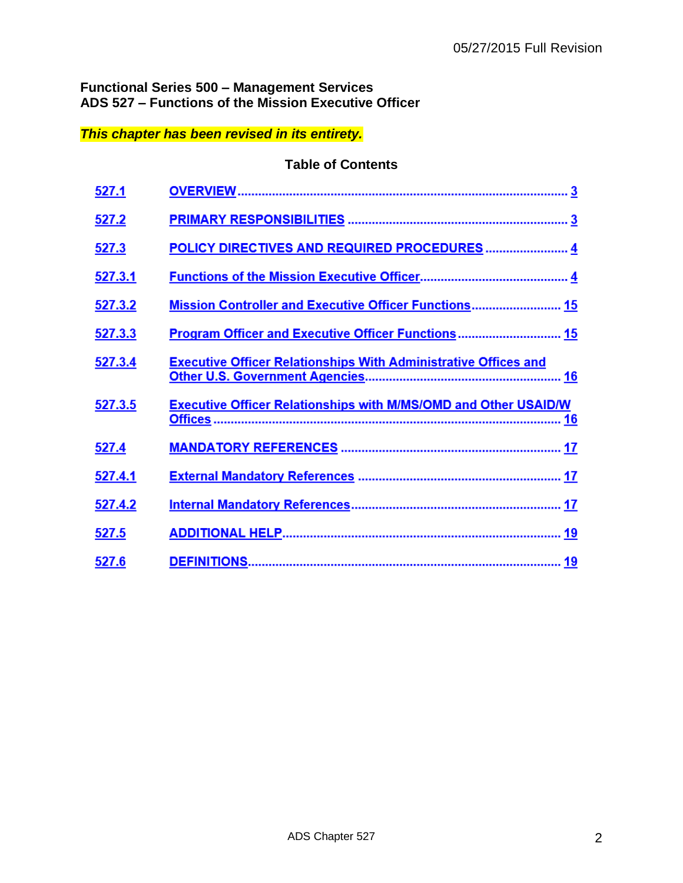05/27/2015 Full Revision

**Functional Series 500 – Management Services**
**ADS 527 – Functions of the Mission Executive Officer**

***This chapter has been revised in its entirety.***

**Table of Contents**

| | | |
|---|---|---|
| 527.1 | OVERVIEW | 3 |
| 527.2 | PRIMARY RESPONSIBILITIES | 3 |
| 527.3 | POLICY DIRECTIVES AND REQUIRED PROCEDURES | 4 |
| 527.3.1 | Functions of the Mission Executive Officer | 4 |
| 527.3.2 | Mission Controller and Executive Officer Functions | 15 |
| 527.3.3 | Program Officer and Executive Officer Functions | 15 |
| 527.3.4 | Executive Officer Relationships With Administrative Offices and Other U.S. Government Agencies | 16 |
| 527.3.5 | Executive Officer Relationships with M/MS/OMD and Other USAID/W Offices | 16 |
| 527.4 | MANDATORY REFERENCES | 17 |
| 527.4.1 | External Mandatory References | 17 |
| 527.4.2 | Internal Mandatory References | 17 |
| 527.5 | ADDITIONAL HELP | 19 |
| 527.6 | DEFINITIONS | 19 |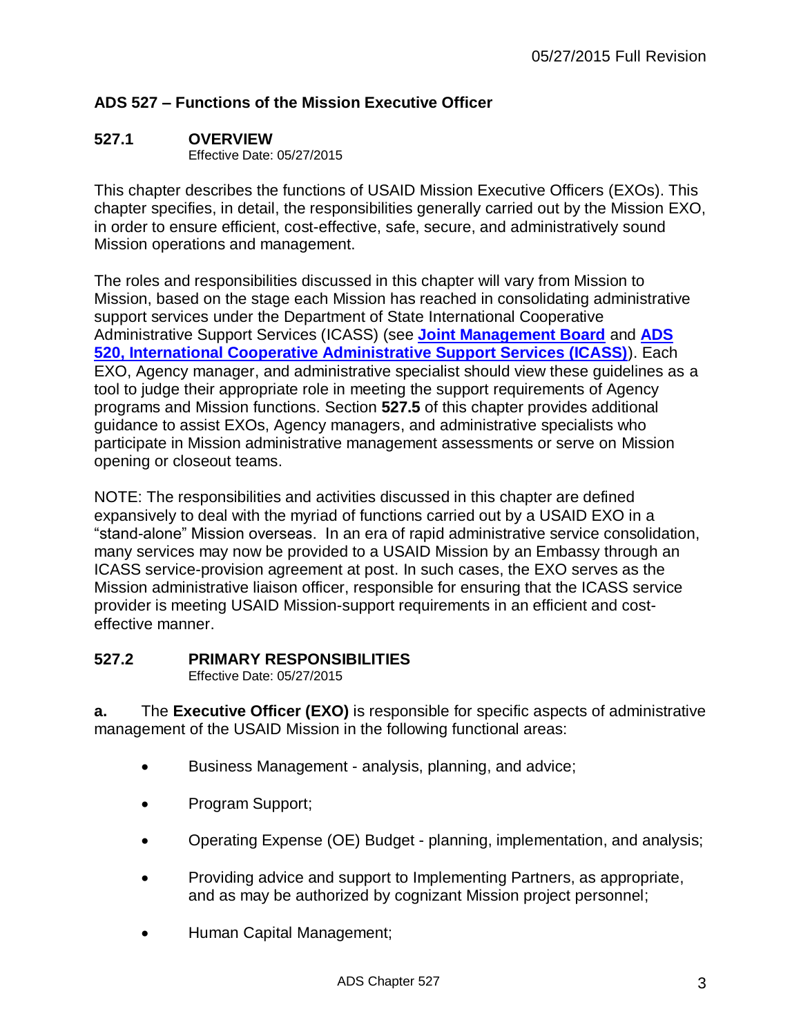## ADS 527 – Functions of the Mission Executive Officer

### 527.1 OVERVIEW

Effective Date: 05/27/2015

This chapter describes the functions of USAID Mission Executive Officers (EXOs). This chapter specifies, in detail, the responsibilities generally carried out by the Mission EXO, in order to ensure efficient, cost-effective, safe, secure, and administratively sound Mission operations and management.

The roles and responsibilities discussed in this chapter will vary from Mission to Mission, based on the stage each Mission has reached in consolidating administrative support services under the Department of State International Cooperative Administrative Support Services (ICASS) (see **Joint Management Board** and **ADS 520, International Cooperative Administrative Support Services (ICASS)**). Each EXO, Agency manager, and administrative specialist should view these guidelines as a tool to judge their appropriate role in meeting the support requirements of Agency programs and Mission functions. Section **527.5** of this chapter provides additional guidance to assist EXOs, Agency managers, and administrative specialists who participate in Mission administrative management assessments or serve on Mission opening or closeout teams.

NOTE: The responsibilities and activities discussed in this chapter are defined expansively to deal with the myriad of functions carried out by a USAID EXO in a "stand-alone" Mission overseas. In an era of rapid administrative service consolidation, many services may now be provided to a USAID Mission by an Embassy through an ICASS service-provision agreement at post. In such cases, the EXO serves as the Mission administrative liaison officer, responsible for ensuring that the ICASS service provider is meeting USAID Mission-support requirements in an efficient and cost-effective manner.

### 527.2 PRIMARY RESPONSIBILITIES

Effective Date: 05/27/2015

**a.** The **Executive Officer (EXO)** is responsible for specific aspects of administrative management of the USAID Mission in the following functional areas:

- Business Management - analysis, planning, and advice;
- Program Support;
- Operating Expense (OE) Budget - planning, implementation, and analysis;
- Providing advice and support to Implementing Partners, as appropriate, and as may be authorized by cognizant Mission project personnel;
- Human Capital Management;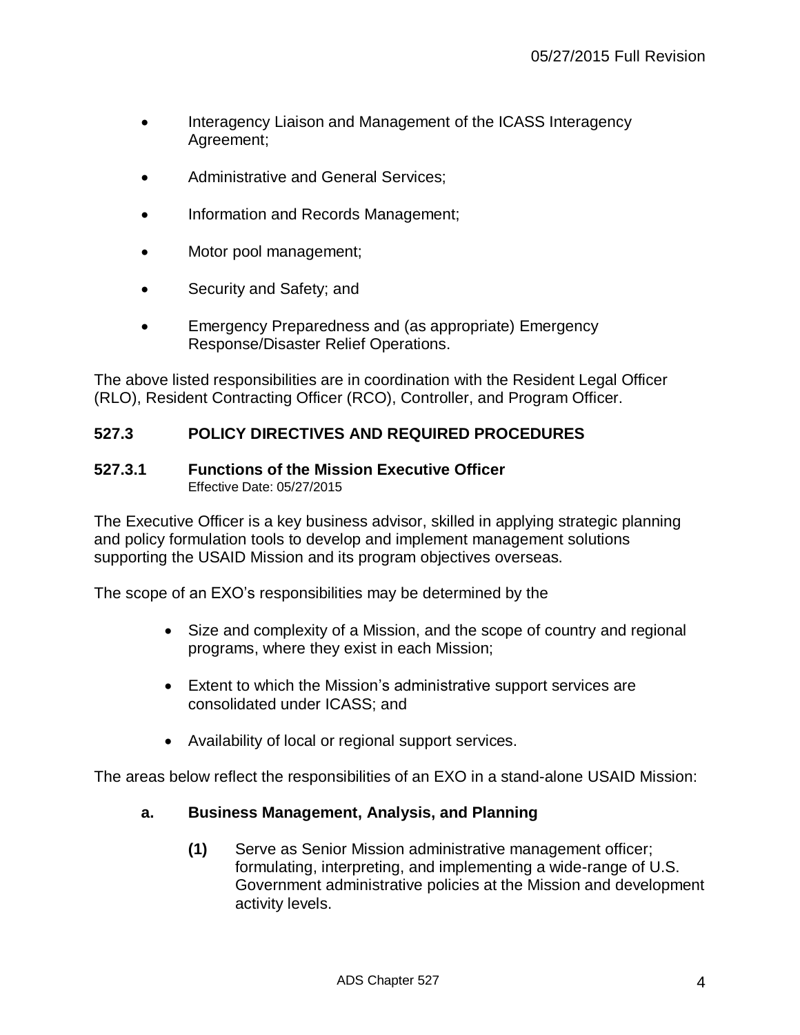- Interagency Liaison and Management of the ICASS Interagency Agreement;
- Administrative and General Services;
- Information and Records Management;
- Motor pool management;
- Security and Safety; and
- Emergency Preparedness and (as appropriate) Emergency Response/Disaster Relief Operations.

The above listed responsibilities are in coordination with the Resident Legal Officer (RLO), Resident Contracting Officer (RCO), Controller, and Program Officer.

## 527.3 POLICY DIRECTIVES AND REQUIRED PROCEDURES

### 527.3.1 Functions of the Mission Executive Officer

Effective Date: 05/27/2015

The Executive Officer is a key business advisor, skilled in applying strategic planning and policy formulation tools to develop and implement management solutions supporting the USAID Mission and its program objectives overseas.

The scope of an EXO's responsibilities may be determined by the

- Size and complexity of a Mission, and the scope of country and regional programs, where they exist in each Mission;
- Extent to which the Mission's administrative support services are consolidated under ICASS; and
- Availability of local or regional support services.

The areas below reflect the responsibilities of an EXO in a stand-alone USAID Mission:

**a. Business Management, Analysis, and Planning**

**(1)** Serve as Senior Mission administrative management officer; formulating, interpreting, and implementing a wide-range of U.S. Government administrative policies at the Mission and development activity levels.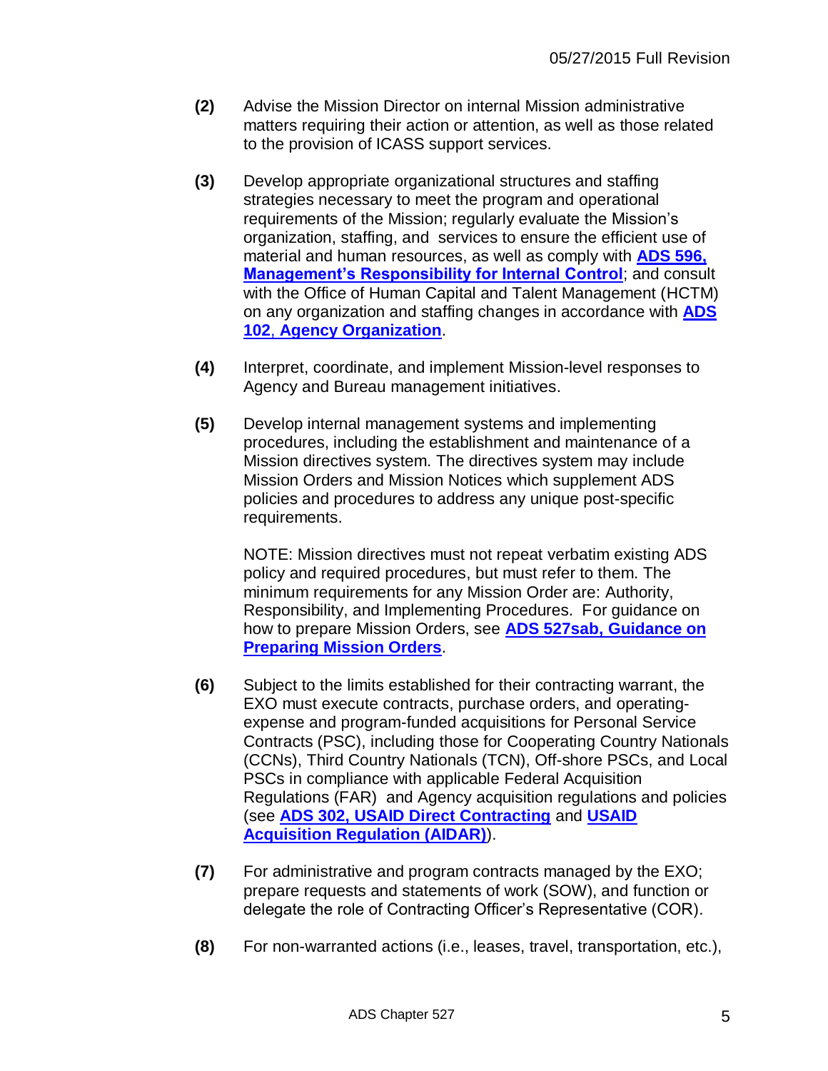**(2)** Advise the Mission Director on internal Mission administrative matters requiring their action or attention, as well as those related to the provision of ICASS support services.

**(3)** Develop appropriate organizational structures and staffing strategies necessary to meet the program and operational requirements of the Mission; regularly evaluate the Mission's organization, staffing, and services to ensure the efficient use of material and human resources, as well as comply with **ADS 596, Management's Responsibility for Internal Control**; and consult with the Office of Human Capital and Talent Management (HCTM) on any organization and staffing changes in accordance with **ADS 102, Agency Organization**.

**(4)** Interpret, coordinate, and implement Mission-level responses to Agency and Bureau management initiatives.

**(5)** Develop internal management systems and implementing procedures, including the establishment and maintenance of a Mission directives system. The directives system may include Mission Orders and Mission Notices which supplement ADS policies and procedures to address any unique post-specific requirements.

NOTE: Mission directives must not repeat verbatim existing ADS policy and required procedures, but must refer to them. The minimum requirements for any Mission Order are: Authority, Responsibility, and Implementing Procedures. For guidance on how to prepare Mission Orders, see **ADS 527sab, Guidance on Preparing Mission Orders**.

**(6)** Subject to the limits established for their contracting warrant, the EXO must execute contracts, purchase orders, and operating-expense and program-funded acquisitions for Personal Service Contracts (PSC), including those for Cooperating Country Nationals (CCNs), Third Country Nationals (TCN), Off-shore PSCs, and Local PSCs in compliance with applicable Federal Acquisition Regulations (FAR) and Agency acquisition regulations and policies (see **ADS 302, USAID Direct Contracting** and **USAID Acquisition Regulation (AIDAR)**).

**(7)** For administrative and program contracts managed by the EXO; prepare requests and statements of work (SOW), and function or delegate the role of Contracting Officer's Representative (COR).

**(8)** For non-warranted actions (i.e., leases, travel, transportation, etc.),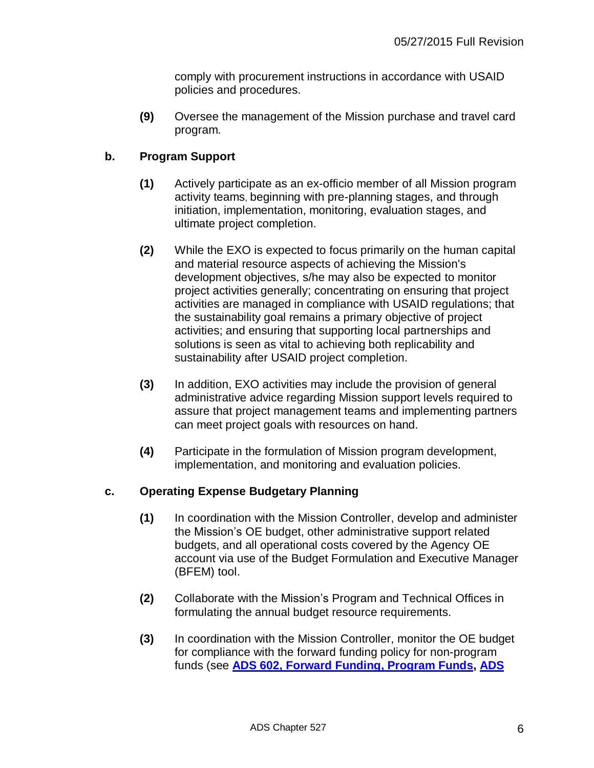comply with procurement instructions in accordance with USAID policies and procedures.

**(9)** Oversee the management of the Mission purchase and travel card program.

**b. Program Support**

**(1)** Actively participate as an ex-officio member of all Mission program activity teams, beginning with pre-planning stages, and through initiation, implementation, monitoring, evaluation stages, and ultimate project completion.

**(2)** While the EXO is expected to focus primarily on the human capital and material resource aspects of achieving the Mission's development objectives, s/he may also be expected to monitor project activities generally; concentrating on ensuring that project activities are managed in compliance with USAID regulations; that the sustainability goal remains a primary objective of project activities; and ensuring that supporting local partnerships and solutions is seen as vital to achieving both replicability and sustainability after USAID project completion.

**(3)** In addition, EXO activities may include the provision of general administrative advice regarding Mission support levels required to assure that project management teams and implementing partners can meet project goals with resources on hand.

**(4)** Participate in the formulation of Mission program development, implementation, and monitoring and evaluation policies.

**c. Operating Expense Budgetary Planning**

**(1)** In coordination with the Mission Controller, develop and administer the Mission's OE budget, other administrative support related budgets, and all operational costs covered by the Agency OE account via use of the Budget Formulation and Executive Manager (BFEM) tool.

**(2)** Collaborate with the Mission's Program and Technical Offices in formulating the annual budget resource requirements.

**(3)** In coordination with the Mission Controller, monitor the OE budget for compliance with the forward funding policy for non-program funds (see **ADS 602, Forward Funding, Program Funds**, **ADS**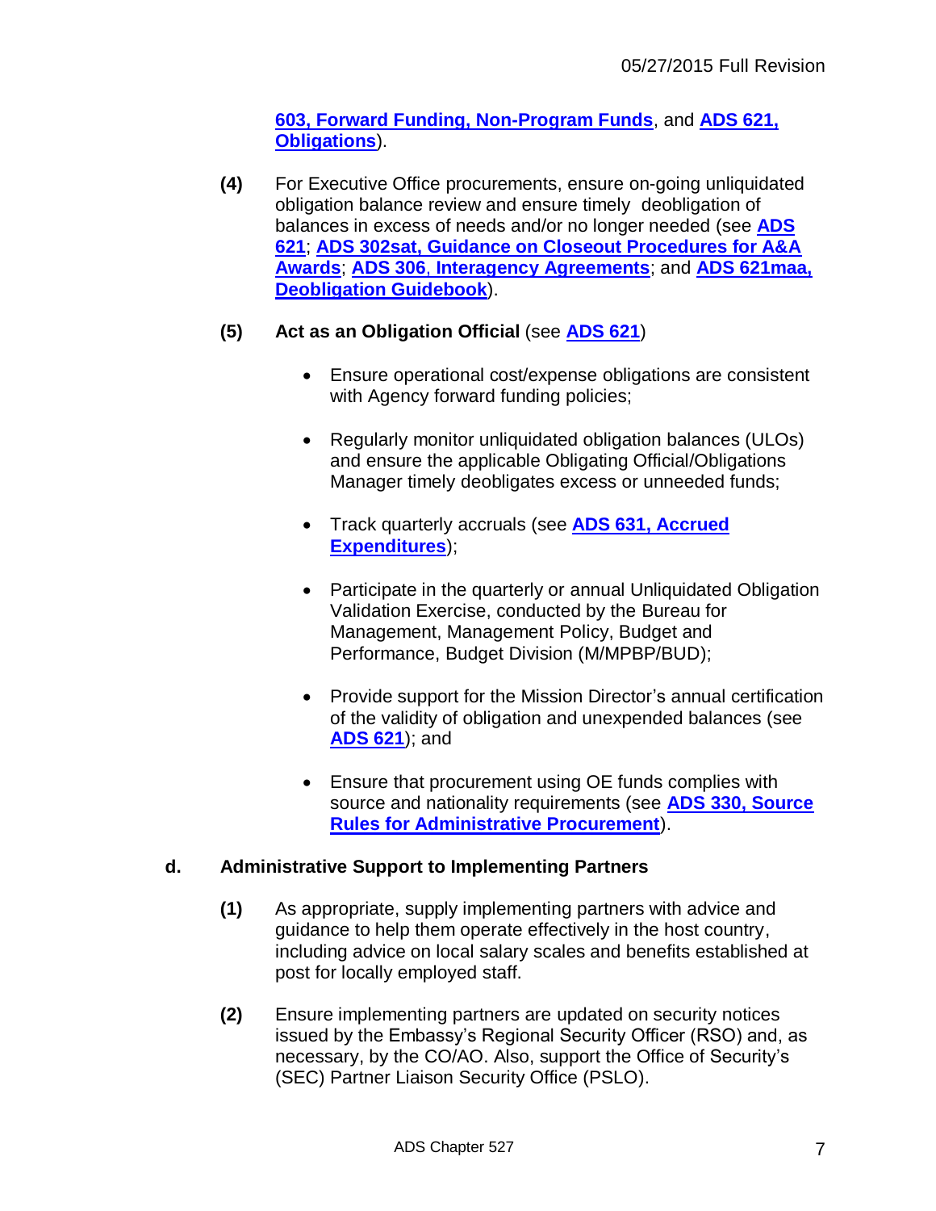603, Forward Funding, Non-Program Funds, and ADS 621, Obligations).

**(4)** For Executive Office procurements, ensure on-going unliquidated obligation balance review and ensure timely deobligation of balances in excess of needs and/or no longer needed (see ADS 621; ADS 302sat, Guidance on Closeout Procedures for A&A Awards; ADS 306, Interagency Agreements; and ADS 621maa, Deobligation Guidebook).

**(5)** **Act as an Obligation Official** (see ADS 621)

- Ensure operational cost/expense obligations are consistent with Agency forward funding policies;
- Regularly monitor unliquidated obligation balances (ULOs) and ensure the applicable Obligating Official/Obligations Manager timely deobligates excess or unneeded funds;
- Track quarterly accruals (see ADS 631, Accrued Expenditures);
- Participate in the quarterly or annual Unliquidated Obligation Validation Exercise, conducted by the Bureau for Management, Management Policy, Budget and Performance, Budget Division (M/MPBP/BUD);
- Provide support for the Mission Director's annual certification of the validity of obligation and unexpended balances (see ADS 621); and
- Ensure that procurement using OE funds complies with source and nationality requirements (see ADS 330, Source Rules for Administrative Procurement).

**d. Administrative Support to Implementing Partners**

**(1)** As appropriate, supply implementing partners with advice and guidance to help them operate effectively in the host country, including advice on local salary scales and benefits established at post for locally employed staff.

**(2)** Ensure implementing partners are updated on security notices issued by the Embassy's Regional Security Officer (RSO) and, as necessary, by the CO/AO. Also, support the Office of Security's (SEC) Partner Liaison Security Office (PSLO).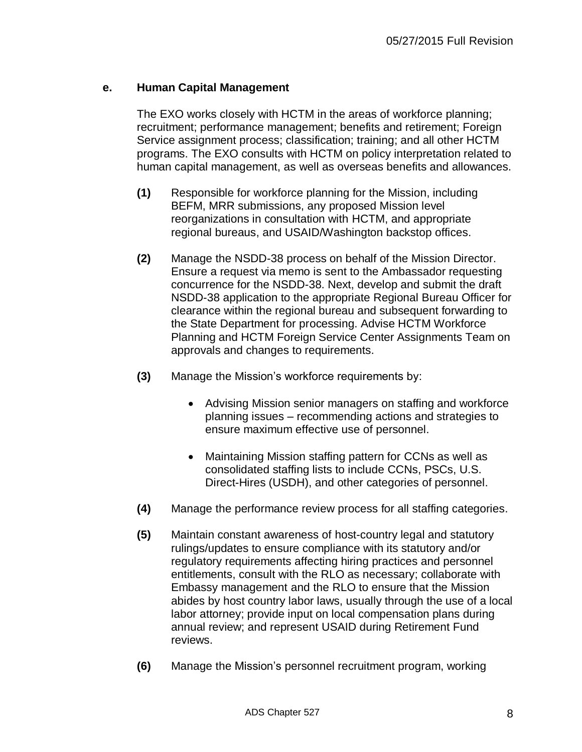**e. Human Capital Management**

The EXO works closely with HCTM in the areas of workforce planning; recruitment; performance management; benefits and retirement; Foreign Service assignment process; classification; training; and all other HCTM programs. The EXO consults with HCTM on policy interpretation related to human capital management, as well as overseas benefits and allowances.

**(1)** Responsible for workforce planning for the Mission, including BEFM, MRR submissions, any proposed Mission level reorganizations in consultation with HCTM, and appropriate regional bureaus, and USAID/Washington backstop offices.

**(2)** Manage the NSDD-38 process on behalf of the Mission Director. Ensure a request via memo is sent to the Ambassador requesting concurrence for the NSDD-38. Next, develop and submit the draft NSDD-38 application to the appropriate Regional Bureau Officer for clearance within the regional bureau and subsequent forwarding to the State Department for processing. Advise HCTM Workforce Planning and HCTM Foreign Service Center Assignments Team on approvals and changes to requirements.

**(3)** Manage the Mission's workforce requirements by:

- Advising Mission senior managers on staffing and workforce planning issues – recommending actions and strategies to ensure maximum effective use of personnel.
- Maintaining Mission staffing pattern for CCNs as well as consolidated staffing lists to include CCNs, PSCs, U.S. Direct-Hires (USDH), and other categories of personnel.

**(4)** Manage the performance review process for all staffing categories.

**(5)** Maintain constant awareness of host-country legal and statutory rulings/updates to ensure compliance with its statutory and/or regulatory requirements affecting hiring practices and personnel entitlements, consult with the RLO as necessary; collaborate with Embassy management and the RLO to ensure that the Mission abides by host country labor laws, usually through the use of a local labor attorney; provide input on local compensation plans during annual review; and represent USAID during Retirement Fund reviews.

**(6)** Manage the Mission's personnel recruitment program, working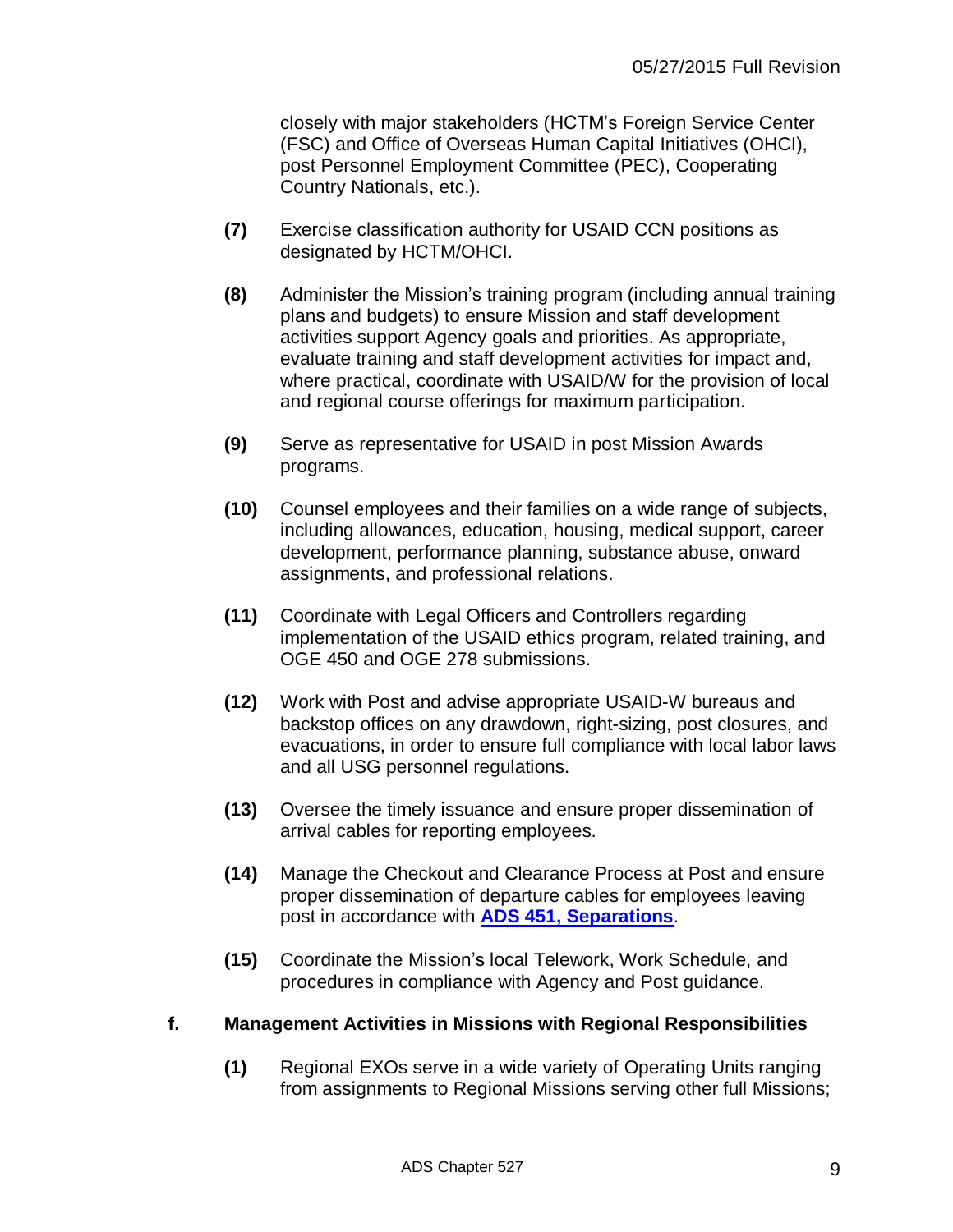closely with major stakeholders (HCTM's Foreign Service Center (FSC) and Office of Overseas Human Capital Initiatives (OHCI), post Personnel Employment Committee (PEC), Cooperating Country Nationals, etc.).

**(7)** Exercise classification authority for USAID CCN positions as designated by HCTM/OHCI.

**(8)** Administer the Mission's training program (including annual training plans and budgets) to ensure Mission and staff development activities support Agency goals and priorities. As appropriate, evaluate training and staff development activities for impact and, where practical, coordinate with USAID/W for the provision of local and regional course offerings for maximum participation.

**(9)** Serve as representative for USAID in post Mission Awards programs.

**(10)** Counsel employees and their families on a wide range of subjects, including allowances, education, housing, medical support, career development, performance planning, substance abuse, onward assignments, and professional relations.

**(11)** Coordinate with Legal Officers and Controllers regarding implementation of the USAID ethics program, related training, and OGE 450 and OGE 278 submissions.

**(12)** Work with Post and advise appropriate USAID-W bureaus and backstop offices on any drawdown, right-sizing, post closures, and evacuations, in order to ensure full compliance with local labor laws and all USG personnel regulations.

**(13)** Oversee the timely issuance and ensure proper dissemination of arrival cables for reporting employees.

**(14)** Manage the Checkout and Clearance Process at Post and ensure proper dissemination of departure cables for employees leaving post in accordance with **ADS 451, Separations**.

**(15)** Coordinate the Mission's local Telework, Work Schedule, and procedures in compliance with Agency and Post guidance.

**f. Management Activities in Missions with Regional Responsibilities**

**(1)** Regional EXOs serve in a wide variety of Operating Units ranging from assignments to Regional Missions serving other full Missions;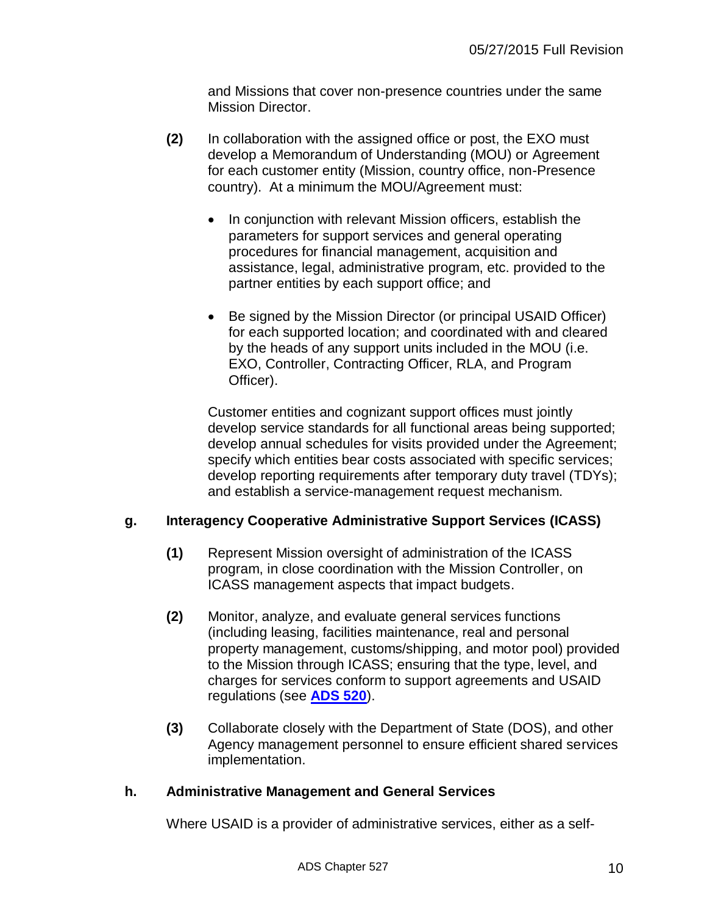and Missions that cover non-presence countries under the same Mission Director.

**(2)** In collaboration with the assigned office or post, the EXO must develop a Memorandum of Understanding (MOU) or Agreement for each customer entity (Mission, country office, non-Presence country). At a minimum the MOU/Agreement must:

- In conjunction with relevant Mission officers, establish the parameters for support services and general operating procedures for financial management, acquisition and assistance, legal, administrative program, etc. provided to the partner entities by each support office; and

- Be signed by the Mission Director (or principal USAID Officer) for each supported location; and coordinated with and cleared by the heads of any support units included in the MOU (i.e. EXO, Controller, Contracting Officer, RLA, and Program Officer).

Customer entities and cognizant support offices must jointly develop service standards for all functional areas being supported; develop annual schedules for visits provided under the Agreement; specify which entities bear costs associated with specific services; develop reporting requirements after temporary duty travel (TDYs); and establish a service-management request mechanism.

**g. Interagency Cooperative Administrative Support Services (ICASS)**

**(1)** Represent Mission oversight of administration of the ICASS program, in close coordination with the Mission Controller, on ICASS management aspects that impact budgets.

**(2)** Monitor, analyze, and evaluate general services functions (including leasing, facilities maintenance, real and personal property management, customs/shipping, and motor pool) provided to the Mission through ICASS; ensuring that the type, level, and charges for services conform to support agreements and USAID regulations (see **ADS 520**).

**(3)** Collaborate closely with the Department of State (DOS), and other Agency management personnel to ensure efficient shared services implementation.

**h. Administrative Management and General Services**

Where USAID is a provider of administrative services, either as a self-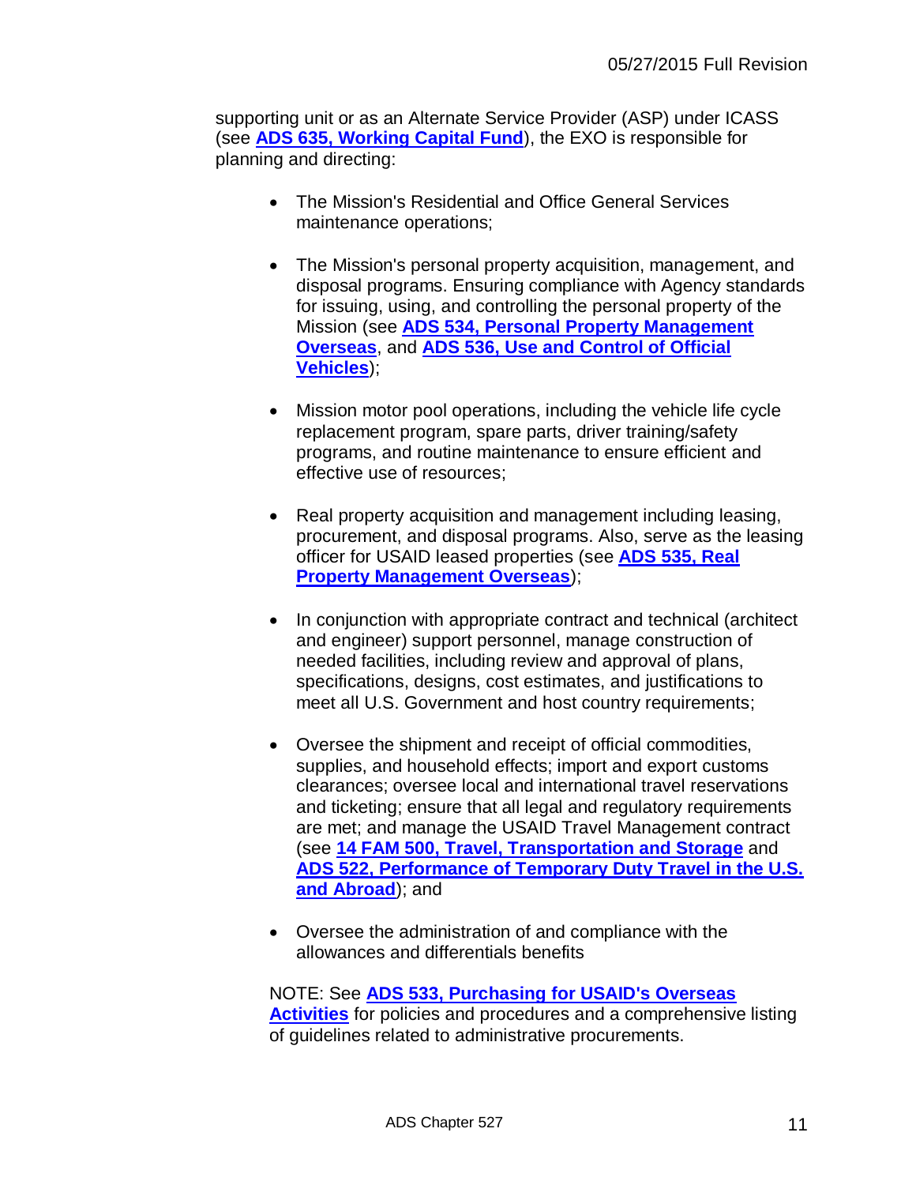supporting unit or as an Alternate Service Provider (ASP) under ICASS (see **ADS 635, Working Capital Fund**), the EXO is responsible for planning and directing:

- The Mission's Residential and Office General Services maintenance operations;

- The Mission's personal property acquisition, management, and disposal programs. Ensuring compliance with Agency standards for issuing, using, and controlling the personal property of the Mission (see **ADS 534, Personal Property Management Overseas**, and **ADS 536, Use and Control of Official Vehicles**);

- Mission motor pool operations, including the vehicle life cycle replacement program, spare parts, driver training/safety programs, and routine maintenance to ensure efficient and effective use of resources;

- Real property acquisition and management including leasing, procurement, and disposal programs. Also, serve as the leasing officer for USAID leased properties (see **ADS 535, Real Property Management Overseas**);

- In conjunction with appropriate contract and technical (architect and engineer) support personnel, manage construction of needed facilities, including review and approval of plans, specifications, designs, cost estimates, and justifications to meet all U.S. Government and host country requirements;

- Oversee the shipment and receipt of official commodities, supplies, and household effects; import and export customs clearances; oversee local and international travel reservations and ticketing; ensure that all legal and regulatory requirements are met; and manage the USAID Travel Management contract (see **14 FAM 500, Travel, Transportation and Storage** and **ADS 522, Performance of Temporary Duty Travel in the U.S. and Abroad**); and

- Oversee the administration of and compliance with the allowances and differentials benefits

NOTE: See **ADS 533, Purchasing for USAID's Overseas Activities** for policies and procedures and a comprehensive listing of guidelines related to administrative procurements.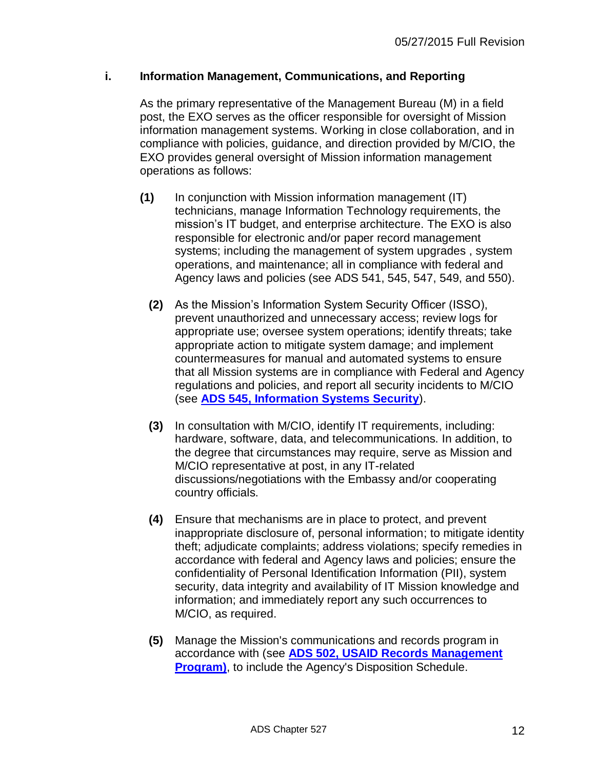**i. Information Management, Communications, and Reporting**

As the primary representative of the Management Bureau (M) in a field post, the EXO serves as the officer responsible for oversight of Mission information management systems. Working in close collaboration, and in compliance with policies, guidance, and direction provided by M/CIO, the EXO provides general oversight of Mission information management operations as follows:

**(1)** In conjunction with Mission information management (IT) technicians, manage Information Technology requirements, the mission's IT budget, and enterprise architecture. The EXO is also responsible for electronic and/or paper record management systems; including the management of system upgrades , system operations, and maintenance; all in compliance with federal and Agency laws and policies (see ADS 541, 545, 547, 549, and 550).

**(2)** As the Mission's Information System Security Officer (ISSO), prevent unauthorized and unnecessary access; review logs for appropriate use; oversee system operations; identify threats; take appropriate action to mitigate system damage; and implement countermeasures for manual and automated systems to ensure that all Mission systems are in compliance with Federal and Agency regulations and policies, and report all security incidents to M/CIO (see **ADS 545, Information Systems Security**).

**(3)** In consultation with M/CIO, identify IT requirements, including: hardware, software, data, and telecommunications. In addition, to the degree that circumstances may require, serve as Mission and M/CIO representative at post, in any IT-related discussions/negotiations with the Embassy and/or cooperating country officials.

**(4)** Ensure that mechanisms are in place to protect, and prevent inappropriate disclosure of, personal information; to mitigate identity theft; adjudicate complaints; address violations; specify remedies in accordance with federal and Agency laws and policies; ensure the confidentiality of Personal Identification Information (PII), system security, data integrity and availability of IT Mission knowledge and information; and immediately report any such occurrences to M/CIO, as required.

**(5)** Manage the Mission's communications and records program in accordance with (see **ADS 502, USAID Records Management Program)**, to include the Agency's Disposition Schedule.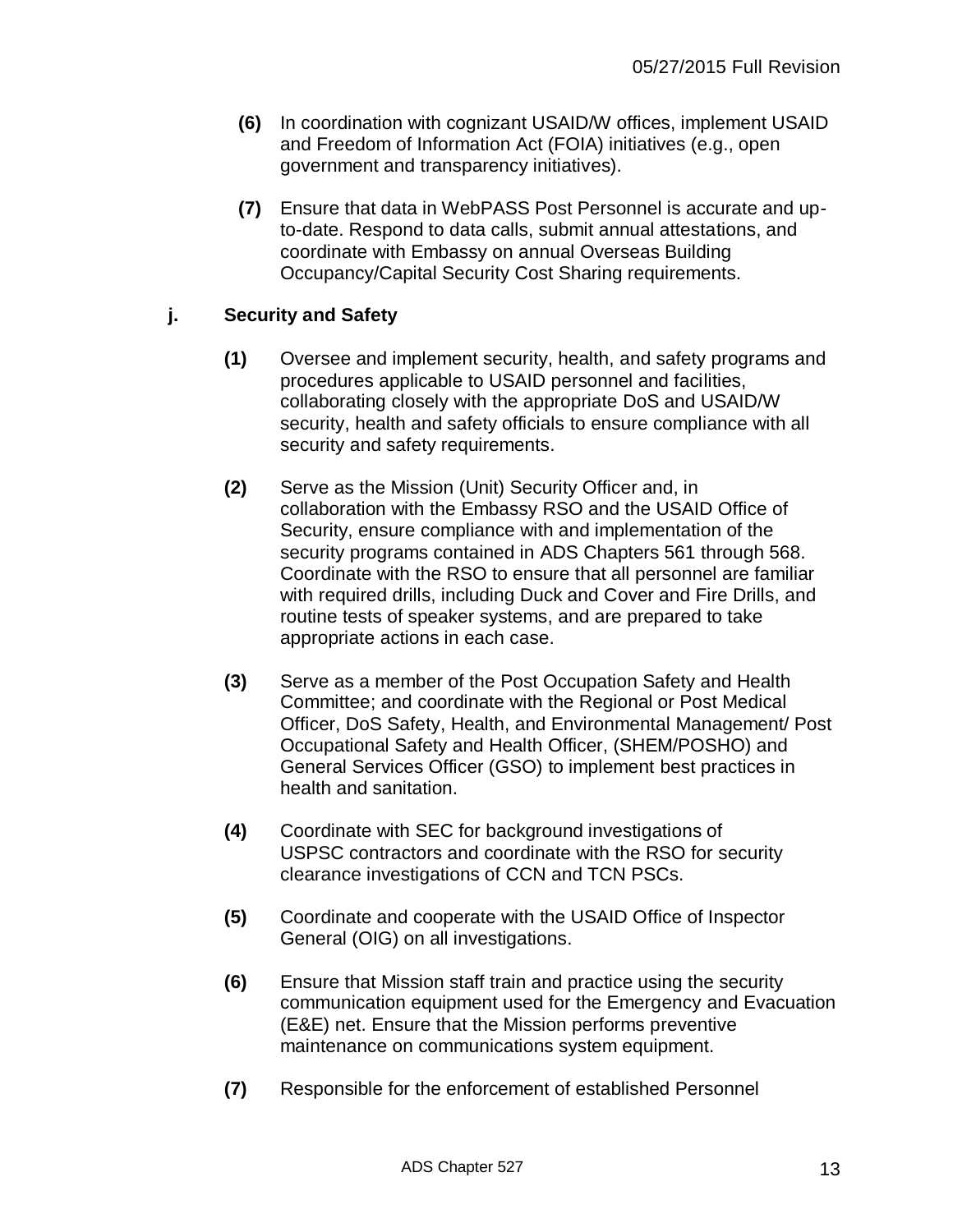**(6)** In coordination with cognizant USAID/W offices, implement USAID and Freedom of Information Act (FOIA) initiatives (e.g., open government and transparency initiatives).

**(7)** Ensure that data in WebPASS Post Personnel is accurate and up-to-date. Respond to data calls, submit annual attestations, and coordinate with Embassy on annual Overseas Building Occupancy/Capital Security Cost Sharing requirements.

**j. Security and Safety**

**(1)** Oversee and implement security, health, and safety programs and procedures applicable to USAID personnel and facilities, collaborating closely with the appropriate DoS and USAID/W security, health and safety officials to ensure compliance with all security and safety requirements.

**(2)** Serve as the Mission (Unit) Security Officer and, in collaboration with the Embassy RSO and the USAID Office of Security, ensure compliance with and implementation of the security programs contained in ADS Chapters 561 through 568. Coordinate with the RSO to ensure that all personnel are familiar with required drills, including Duck and Cover and Fire Drills, and routine tests of speaker systems, and are prepared to take appropriate actions in each case.

**(3)** Serve as a member of the Post Occupation Safety and Health Committee; and coordinate with the Regional or Post Medical Officer, DoS Safety, Health, and Environmental Management/ Post Occupational Safety and Health Officer, (SHEM/POSHO) and General Services Officer (GSO) to implement best practices in health and sanitation.

**(4)** Coordinate with SEC for background investigations of USPSC contractors and coordinate with the RSO for security clearance investigations of CCN and TCN PSCs.

**(5)** Coordinate and cooperate with the USAID Office of Inspector General (OIG) on all investigations.

**(6)** Ensure that Mission staff train and practice using the security communication equipment used for the Emergency and Evacuation (E&E) net. Ensure that the Mission performs preventive maintenance on communications system equipment.

**(7)** Responsible for the enforcement of established Personnel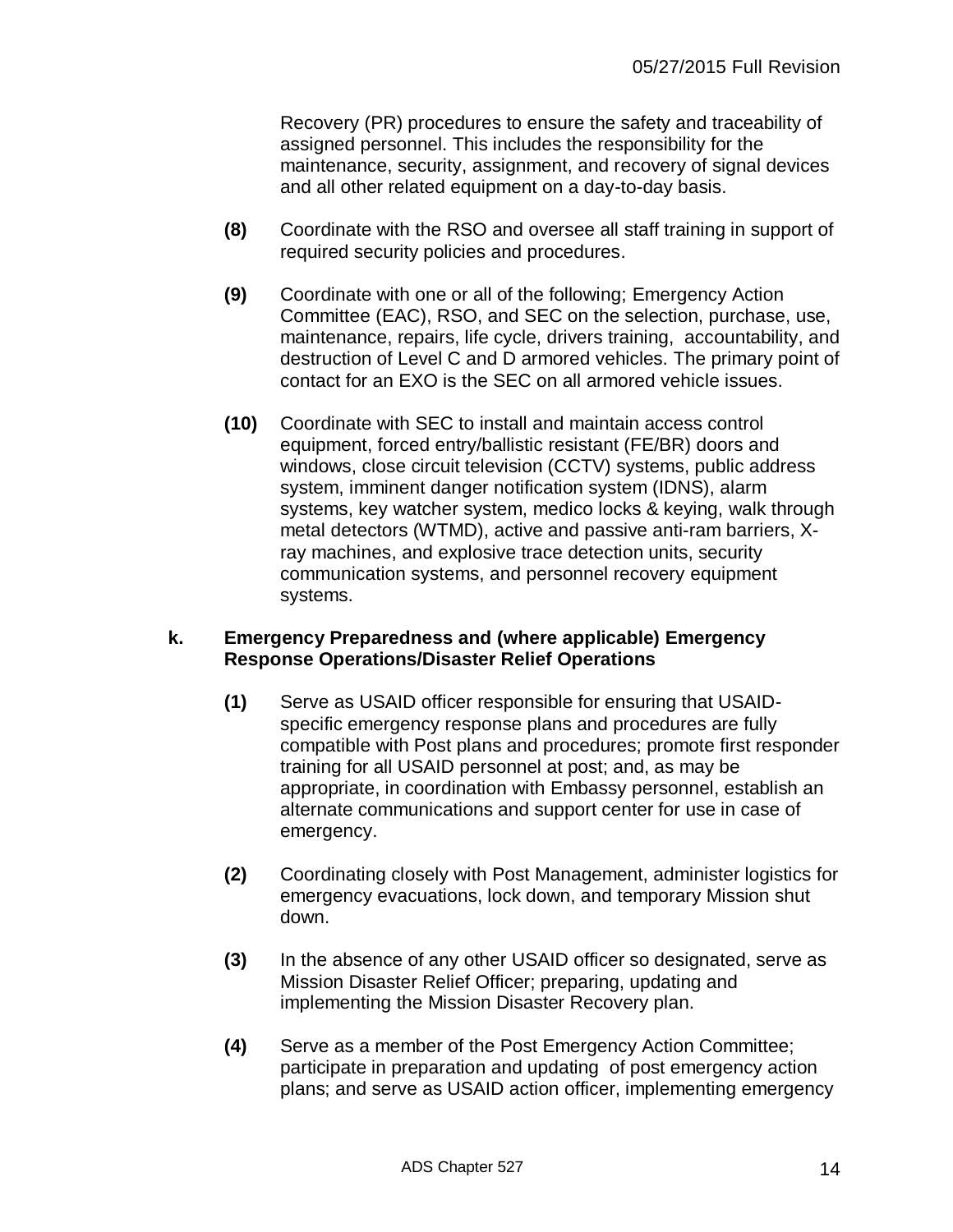Recovery (PR) procedures to ensure the safety and traceability of assigned personnel. This includes the responsibility for the maintenance, security, assignment, and recovery of signal devices and all other related equipment on a day-to-day basis.

**(8)** Coordinate with the RSO and oversee all staff training in support of required security policies and procedures.

**(9)** Coordinate with one or all of the following; Emergency Action Committee (EAC), RSO, and SEC on the selection, purchase, use, maintenance, repairs, life cycle, drivers training, accountability, and destruction of Level C and D armored vehicles. The primary point of contact for an EXO is the SEC on all armored vehicle issues.

**(10)** Coordinate with SEC to install and maintain access control equipment, forced entry/ballistic resistant (FE/BR) doors and windows, close circuit television (CCTV) systems, public address system, imminent danger notification system (IDNS), alarm systems, key watcher system, medico locks & keying, walk through metal detectors (WTMD), active and passive anti-ram barriers, X-ray machines, and explosive trace detection units, security communication systems, and personnel recovery equipment systems.

**k. Emergency Preparedness and (where applicable) Emergency Response Operations/Disaster Relief Operations**

**(1)** Serve as USAID officer responsible for ensuring that USAID-specific emergency response plans and procedures are fully compatible with Post plans and procedures; promote first responder training for all USAID personnel at post; and, as may be appropriate, in coordination with Embassy personnel, establish an alternate communications and support center for use in case of emergency.

**(2)** Coordinating closely with Post Management, administer logistics for emergency evacuations, lock down, and temporary Mission shut down.

**(3)** In the absence of any other USAID officer so designated, serve as Mission Disaster Relief Officer; preparing, updating and implementing the Mission Disaster Recovery plan.

**(4)** Serve as a member of the Post Emergency Action Committee; participate in preparation and updating of post emergency action plans; and serve as USAID action officer, implementing emergency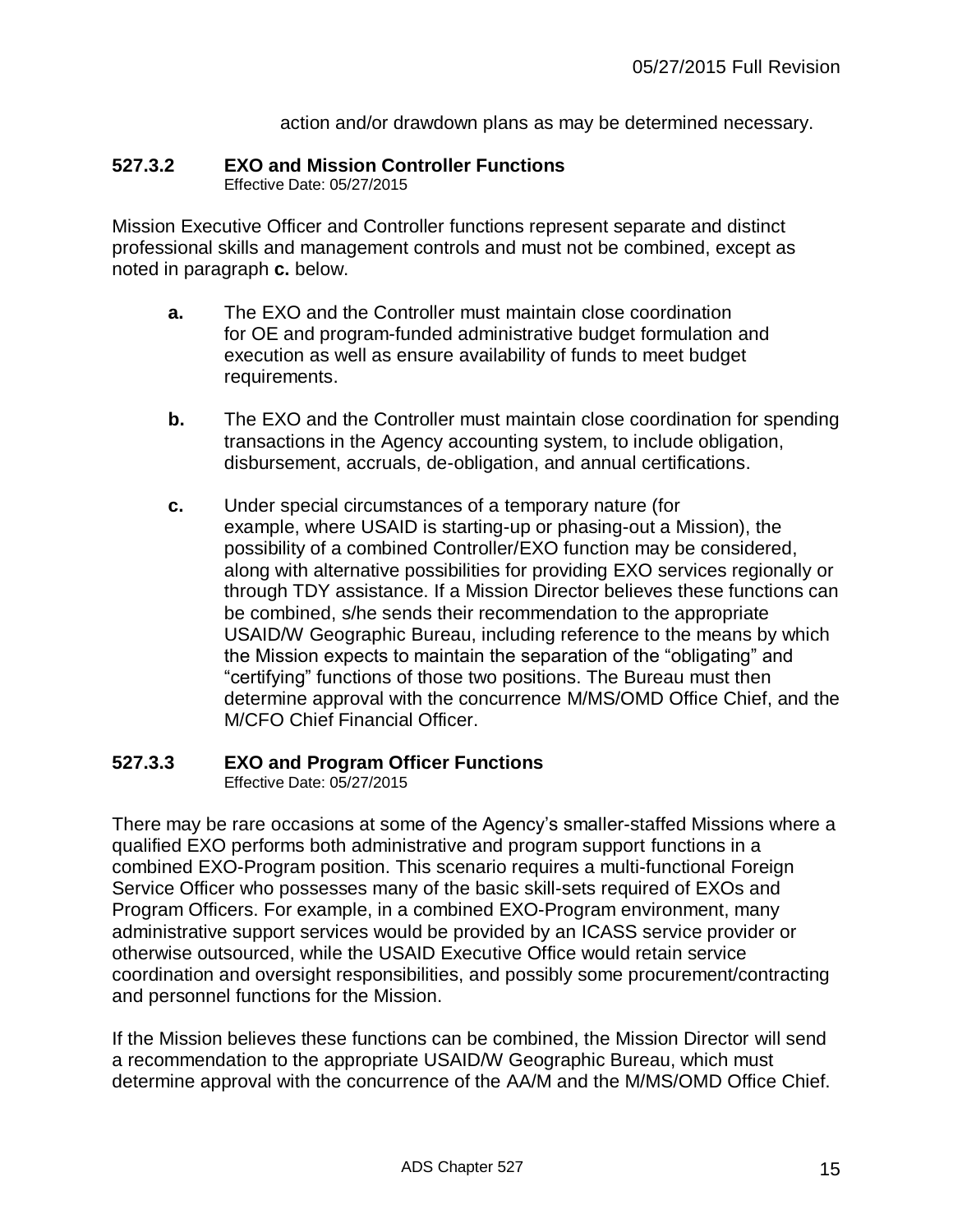action and/or drawdown plans as may be determined necessary.

### 527.3.2 EXO and Mission Controller Functions

Effective Date: 05/27/2015

Mission Executive Officer and Controller functions represent separate and distinct professional skills and management controls and must not be combined, except as noted in paragraph **c.** below.

**a.** The EXO and the Controller must maintain close coordination for OE and program-funded administrative budget formulation and execution as well as ensure availability of funds to meet budget requirements.

**b.** The EXO and the Controller must maintain close coordination for spending transactions in the Agency accounting system, to include obligation, disbursement, accruals, de-obligation, and annual certifications.

**c.** Under special circumstances of a temporary nature (for example, where USAID is starting-up or phasing-out a Mission), the possibility of a combined Controller/EXO function may be considered, along with alternative possibilities for providing EXO services regionally or through TDY assistance. If a Mission Director believes these functions can be combined, s/he sends their recommendation to the appropriate USAID/W Geographic Bureau, including reference to the means by which the Mission expects to maintain the separation of the "obligating" and "certifying" functions of those two positions. The Bureau must then determine approval with the concurrence M/MS/OMD Office Chief, and the M/CFO Chief Financial Officer.

### 527.3.3 EXO and Program Officer Functions

Effective Date: 05/27/2015

There may be rare occasions at some of the Agency's smaller-staffed Missions where a qualified EXO performs both administrative and program support functions in a combined EXO-Program position. This scenario requires a multi-functional Foreign Service Officer who possesses many of the basic skill-sets required of EXOs and Program Officers. For example, in a combined EXO-Program environment, many administrative support services would be provided by an ICASS service provider or otherwise outsourced, while the USAID Executive Office would retain service coordination and oversight responsibilities, and possibly some procurement/contracting and personnel functions for the Mission.

If the Mission believes these functions can be combined, the Mission Director will send a recommendation to the appropriate USAID/W Geographic Bureau, which must determine approval with the concurrence of the AA/M and the M/MS/OMD Office Chief.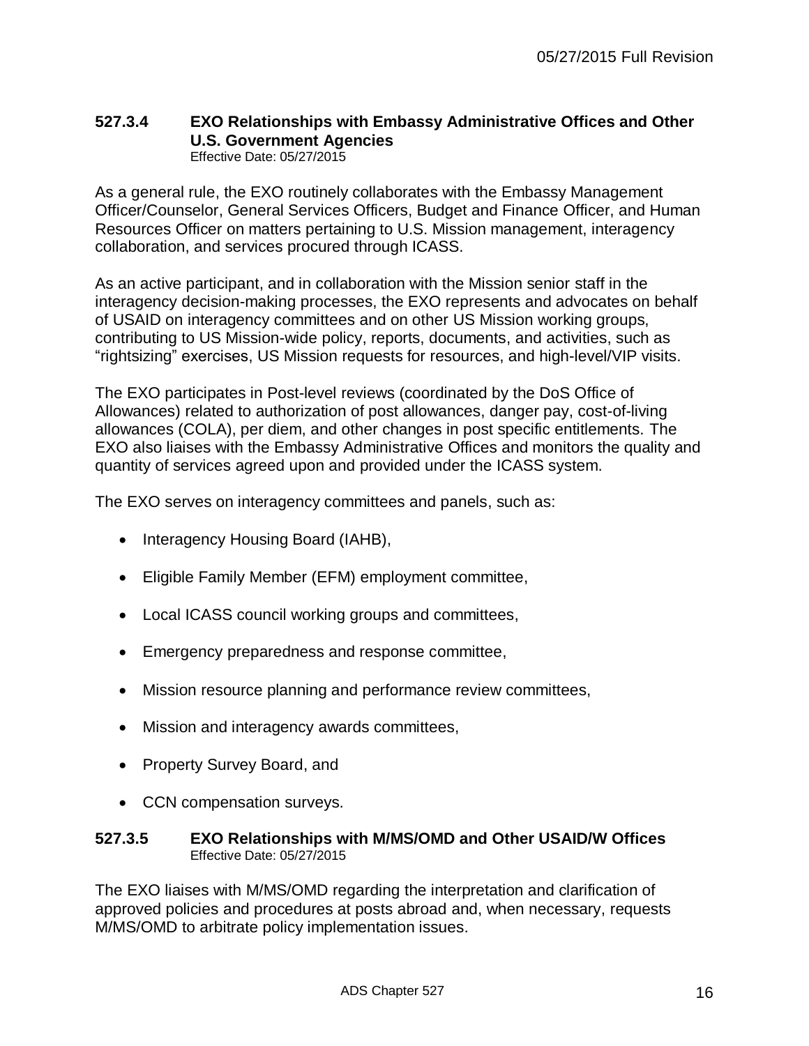### 527.3.4 EXO Relationships with Embassy Administrative Offices and Other U.S. Government Agencies

Effective Date: 05/27/2015

As a general rule, the EXO routinely collaborates with the Embassy Management Officer/Counselor, General Services Officers, Budget and Finance Officer, and Human Resources Officer on matters pertaining to U.S. Mission management, interagency collaboration, and services procured through ICASS.

As an active participant, and in collaboration with the Mission senior staff in the interagency decision-making processes, the EXO represents and advocates on behalf of USAID on interagency committees and on other US Mission working groups, contributing to US Mission-wide policy, reports, documents, and activities, such as "rightsizing" exercises, US Mission requests for resources, and high-level/VIP visits.

The EXO participates in Post-level reviews (coordinated by the DoS Office of Allowances) related to authorization of post allowances, danger pay, cost-of-living allowances (COLA), per diem, and other changes in post specific entitlements. The EXO also liaises with the Embassy Administrative Offices and monitors the quality and quantity of services agreed upon and provided under the ICASS system.

The EXO serves on interagency committees and panels, such as:

- Interagency Housing Board (IAHB),
- Eligible Family Member (EFM) employment committee,
- Local ICASS council working groups and committees,
- Emergency preparedness and response committee,
- Mission resource planning and performance review committees,
- Mission and interagency awards committees,
- Property Survey Board, and
- CCN compensation surveys.

### 527.3.5 EXO Relationships with M/MS/OMD and Other USAID/W Offices

Effective Date: 05/27/2015

The EXO liaises with M/MS/OMD regarding the interpretation and clarification of approved policies and procedures at posts abroad and, when necessary, requests M/MS/OMD to arbitrate policy implementation issues.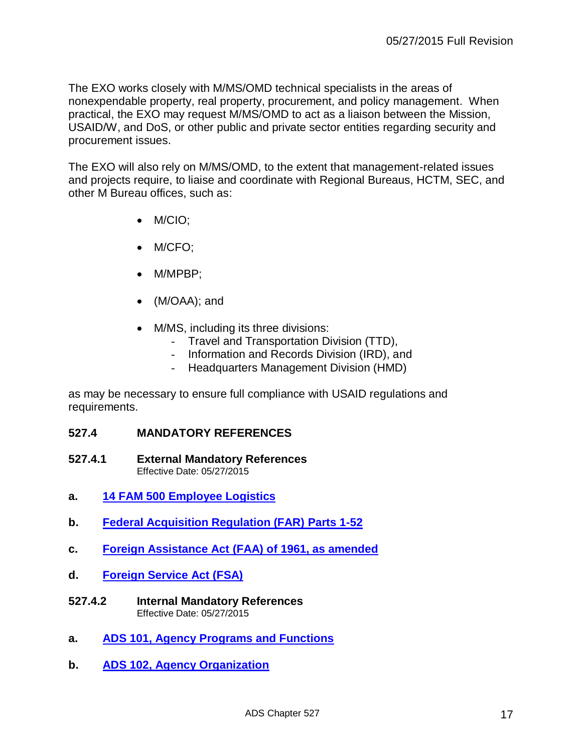The EXO works closely with M/MS/OMD technical specialists in the areas of nonexpendable property, real property, procurement, and policy management. When practical, the EXO may request M/MS/OMD to act as a liaison between the Mission, USAID/W, and DoS, or other public and private sector entities regarding security and procurement issues.

The EXO will also rely on M/MS/OMD, to the extent that management-related issues and projects require, to liaise and coordinate with Regional Bureaus, HCTM, SEC, and other M Bureau offices, such as:

- M/CIO;
- M/CFO;
- M/MPBP;
- (M/OAA); and
- M/MS, including its three divisions:
  - Travel and Transportation Division (TTD),
  - Information and Records Division (IRD), and
  - Headquarters Management Division (HMD)

as may be necessary to ensure full compliance with USAID regulations and requirements.

## 527.4 MANDATORY REFERENCES

### 527.4.1 External Mandatory References

Effective Date: 05/27/2015

**a.** **14 FAM 500 Employee Logistics**

**b.** **Federal Acquisition Regulation (FAR) Parts 1-52**

**c.** **Foreign Assistance Act (FAA) of 1961, as amended**

**d.** **Foreign Service Act (FSA)**

### 527.4.2 Internal Mandatory References

Effective Date: 05/27/2015

**a.** **ADS 101, Agency Programs and Functions**

**b.** **ADS 102, Agency Organization**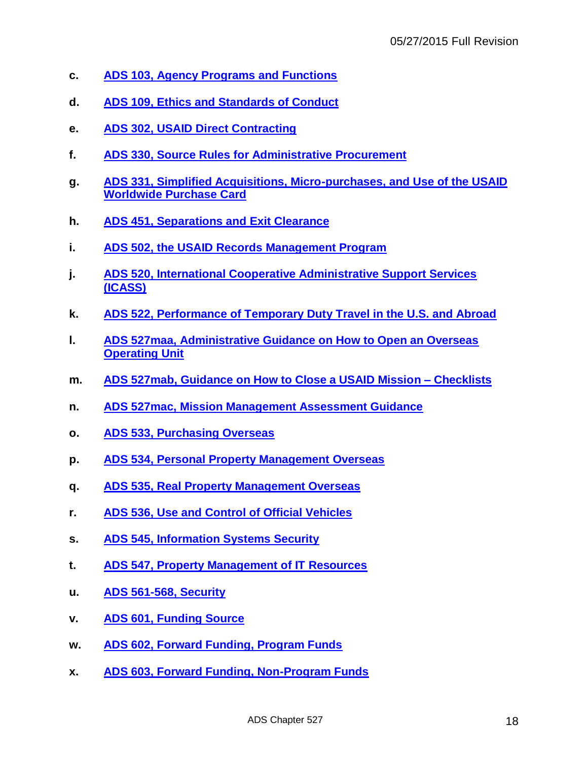c. **ADS 103, Agency Programs and Functions**

d. **ADS 109, Ethics and Standards of Conduct**

e. **ADS 302, USAID Direct Contracting**

f. **ADS 330, Source Rules for Administrative Procurement**

g. **ADS 331, Simplified Acquisitions, Micro-purchases, and Use of the USAID Worldwide Purchase Card**

h. **ADS 451, Separations and Exit Clearance**

i. **ADS 502, the USAID Records Management Program**

j. **ADS 520, International Cooperative Administrative Support Services (ICASS)**

k. **ADS 522, Performance of Temporary Duty Travel in the U.S. and Abroad**

l. **ADS 527maa, Administrative Guidance on How to Open an Overseas Operating Unit**

m. **ADS 527mab, Guidance on How to Close a USAID Mission – Checklists**

n. **ADS 527mac, Mission Management Assessment Guidance**

o. **ADS 533, Purchasing Overseas**

p. **ADS 534, Personal Property Management Overseas**

q. **ADS 535, Real Property Management Overseas**

r. **ADS 536, Use and Control of Official Vehicles**

s. **ADS 545, Information Systems Security**

t. **ADS 547, Property Management of IT Resources**

u. **ADS 561-568, Security**

v. **ADS 601, Funding Source**

w. **ADS 602, Forward Funding, Program Funds**

x. **ADS 603, Forward Funding, Non-Program Funds**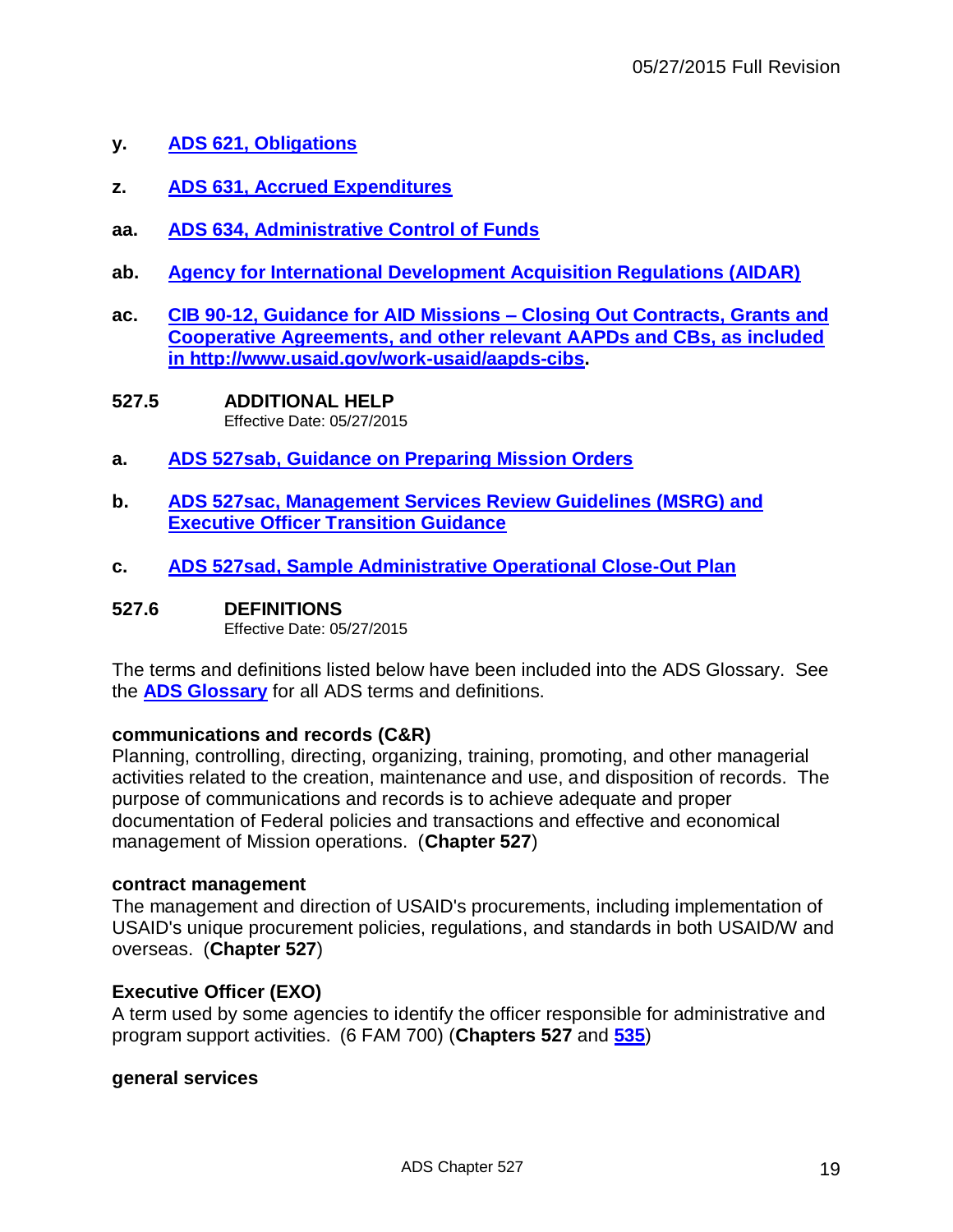**y.** **[ADS 621, Obligations]**

**z.** **[ADS 631, Accrued Expenditures]**

**aa.** **[ADS 634, Administrative Control of Funds]**

**ab.** **[Agency for International Development Acquisition Regulations (AIDAR)]**

**ac.** **[CIB 90-12, Guidance for AID Missions – Closing Out Contracts, Grants and Cooperative Agreements, and other relevant AAPDs and CBs, as included in http://www.usaid.gov/work-usaid/aapds-cibs].**

## 527.5 ADDITIONAL HELP

Effective Date: 05/27/2015

**a.** **[ADS 527sab, Guidance on Preparing Mission Orders]**

**b.** **[ADS 527sac, Management Services Review Guidelines (MSRG) and Executive Officer Transition Guidance]**

**c.** **[ADS 527sad, Sample Administrative Operational Close-Out Plan]**

## 527.6 DEFINITIONS

Effective Date: 05/27/2015

The terms and definitions listed below have been included into the ADS Glossary. See the **[ADS Glossary]** for all ADS terms and definitions.

**communications and records (C&R)**
Planning, controlling, directing, organizing, training, promoting, and other managerial activities related to the creation, maintenance and use, and disposition of records. The purpose of communications and records is to achieve adequate and proper documentation of Federal policies and transactions and effective and economical management of Mission operations. (**Chapter 527**)

**contract management**
The management and direction of USAID's procurements, including implementation of USAID's unique procurement policies, regulations, and standards in both USAID/W and overseas. (**Chapter 527**)

**Executive Officer (EXO)**
A term used by some agencies to identify the officer responsible for administrative and program support activities. (6 FAM 700) (**Chapters 527** and **[535]**)

**general services**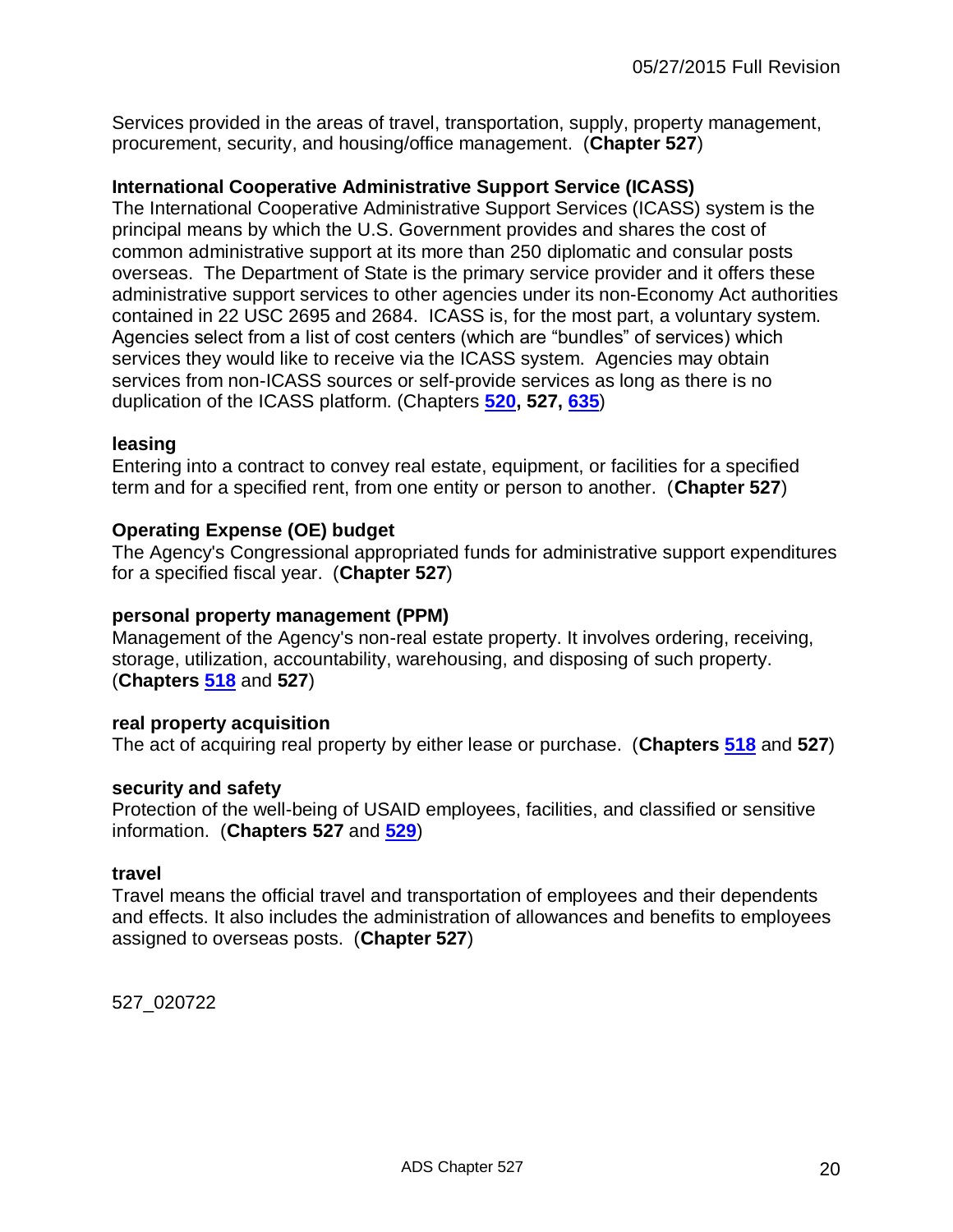Services provided in the areas of travel, transportation, supply, property management, procurement, security, and housing/office management. (**Chapter 527**)

**International Cooperative Administrative Support Service (ICASS)**
The International Cooperative Administrative Support Services (ICASS) system is the principal means by which the U.S. Government provides and shares the cost of common administrative support at its more than 250 diplomatic and consular posts overseas. The Department of State is the primary service provider and it offers these administrative support services to other agencies under its non-Economy Act authorities contained in 22 USC 2695 and 2684. ICASS is, for the most part, a voluntary system. Agencies select from a list of cost centers (which are "bundles" of services) which services they would like to receive via the ICASS system. Agencies may obtain services from non-ICASS sources or self-provide services as long as there is no duplication of the ICASS platform. (Chapters **520, 527, 635**)

**leasing**
Entering into a contract to convey real estate, equipment, or facilities for a specified term and for a specified rent, from one entity or person to another. (**Chapter 527**)

**Operating Expense (OE) budget**
The Agency's Congressional appropriated funds for administrative support expenditures for a specified fiscal year. (**Chapter 527**)

**personal property management (PPM)**
Management of the Agency's non-real estate property. It involves ordering, receiving, storage, utilization, accountability, warehousing, and disposing of such property. (**Chapters 518** and **527**)

**real property acquisition**
The act of acquiring real property by either lease or purchase. (**Chapters 518** and **527**)

**security and safety**
Protection of the well-being of USAID employees, facilities, and classified or sensitive information. (**Chapters 527** and **529**)

**travel**
Travel means the official travel and transportation of employees and their dependents and effects. It also includes the administration of allowances and benefits to employees assigned to overseas posts. (**Chapter 527**)

527_020722